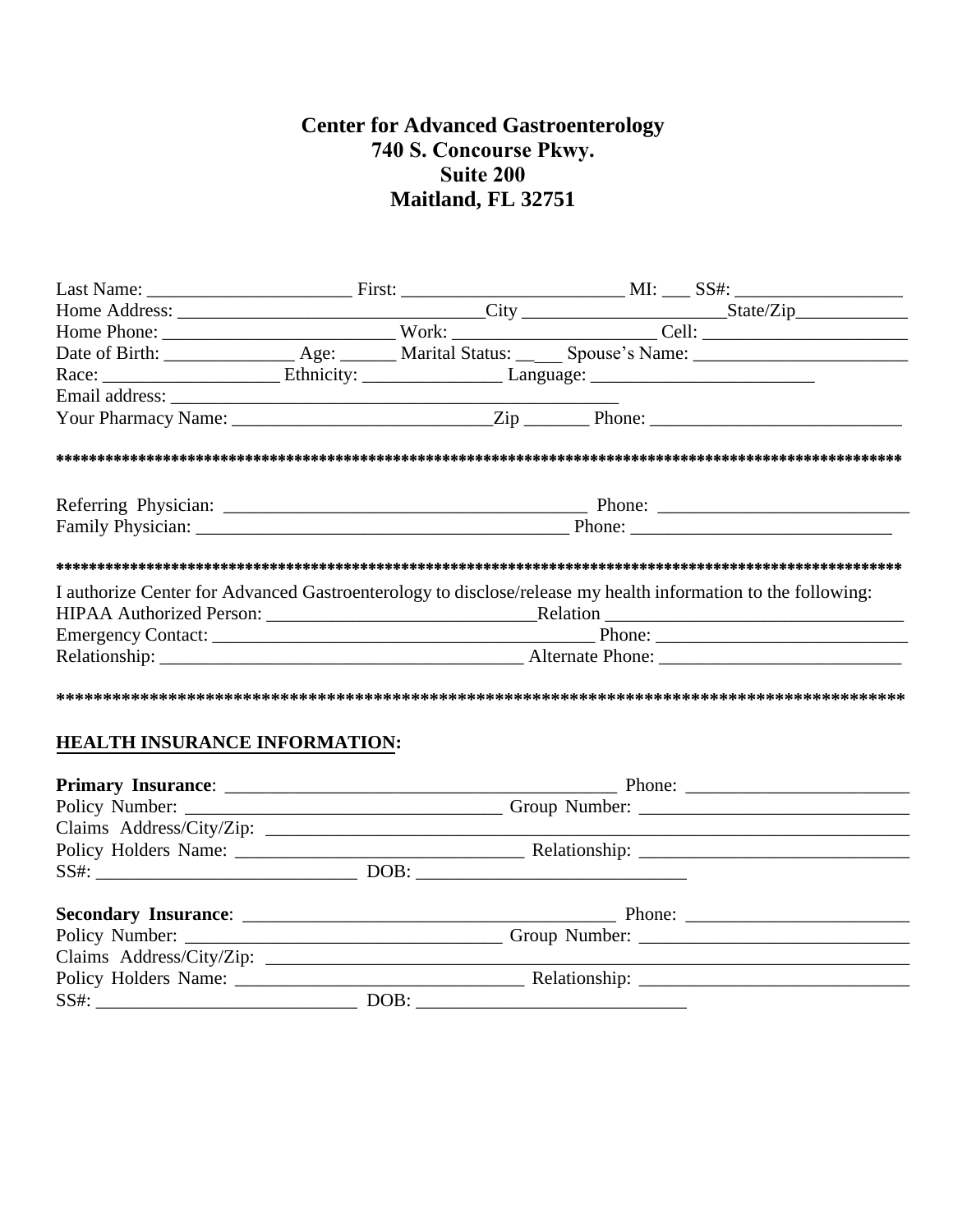# Center for Advanced Gastroenterology
**740 S. Concourse Pkwy.**
**Suite 200**
**Maitland, FL 32751**

Last Name: ______________________ First: ________________________ MI: ___ SS#: __________________
Home Address: ________________________________City _____________________State/Zip____________
Home Phone: _________________________ Work: _____________________ Cell: _______________________
Date of Birth: ______________ Age: ______ Marital Status: __ ___ Spouse's Name: ________________________
Race: ___________________ Ethnicity: _______________ Language: _________________________
Email address: _________________________________________________
Your Pharmacy Name: ___________________________Zip _______ Phone: ___________________________

****************************************************************************************************

Referring Physician: ______________________________________ Phone: ____________________________
Family Physician: ________________________________________ Phone: ____________________________

****************************************************************************************************

I authorize Center for Advanced Gastroenterology to disclose/release my health information to the following:
HIPAA Authorized Person: _____________________________Relation ________________________________
Emergency Contact: ______________________________________ Phone: ____________________________
Relationship: ______________________________________ Alternate Phone: ___________________________

****************************************************************************************************

## HEALTH INSURANCE INFORMATION:

**Primary Insurance**: ____________________________________________ Phone: _________________________
Policy Number: __________________________________ Group Number: _____________________________
Claims Address/City/Zip: ______________________________________________________________________
Policy Holders Name: _______________________________ Relationship: ______________________________
SS#: ____________________________ DOB: ______________________________

**Secondary Insurance**: __________________________________________ Phone: _________________________
Policy Number: __________________________________ Group Number: _____________________________
Claims Address/City/Zip: ______________________________________________________________________
Policy Holders Name: _______________________________ Relationship: ______________________________
SS#: ____________________________ DOB: ______________________________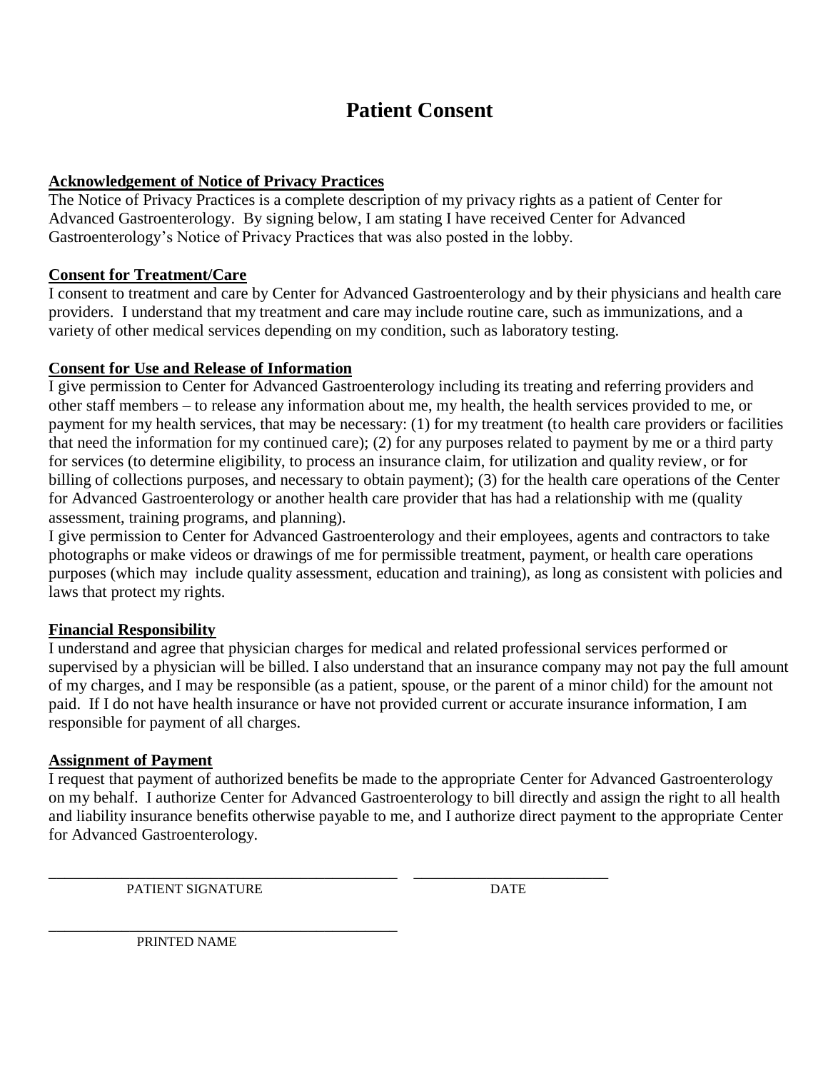# Patient Consent

**Acknowledgement of Notice of Privacy Practices**

The Notice of Privacy Practices is a complete description of my privacy rights as a patient of Center for Advanced Gastroenterology. By signing below, I am stating I have received Center for Advanced Gastroenterology's Notice of Privacy Practices that was also posted in the lobby.

**Consent for Treatment/Care**

I consent to treatment and care by Center for Advanced Gastroenterology and by their physicians and health care providers. I understand that my treatment and care may include routine care, such as immunizations, and a variety of other medical services depending on my condition, such as laboratory testing.

**Consent for Use and Release of Information**

I give permission to Center for Advanced Gastroenterology including its treating and referring providers and other staff members – to release any information about me, my health, the health services provided to me, or payment for my health services, that may be necessary: (1) for my treatment (to health care providers or facilities that need the information for my continued care); (2) for any purposes related to payment by me or a third party for services (to determine eligibility, to process an insurance claim, for utilization and quality review, or for billing of collections purposes, and necessary to obtain payment); (3) for the health care operations of the Center for Advanced Gastroenterology or another health care provider that has had a relationship with me (quality assessment, training programs, and planning).

I give permission to Center for Advanced Gastroenterology and their employees, agents and contractors to take photographs or make videos or drawings of me for permissible treatment, payment, or health care operations purposes (which may include quality assessment, education and training), as long as consistent with policies and laws that protect my rights.

**Financial Responsibility**

I understand and agree that physician charges for medical and related professional services performed or supervised by a physician will be billed. I also understand that an insurance company may not pay the full amount of my charges, and I may be responsible (as a patient, spouse, or the parent of a minor child) for the amount not paid. If I do not have health insurance or have not provided current or accurate insurance information, I am responsible for payment of all charges.

**Assignment of Payment**

I request that payment of authorized benefits be made to the appropriate Center for Advanced Gastroenterology on my behalf. I authorize Center for Advanced Gastroenterology to bill directly and assign the right to all health and liability insurance benefits otherwise payable to me, and I authorize direct payment to the appropriate Center for Advanced Gastroenterology.

_______________________________________________ _________________________

PATIENT SIGNATURE DATE

_______________________________________________

PRINTED NAME